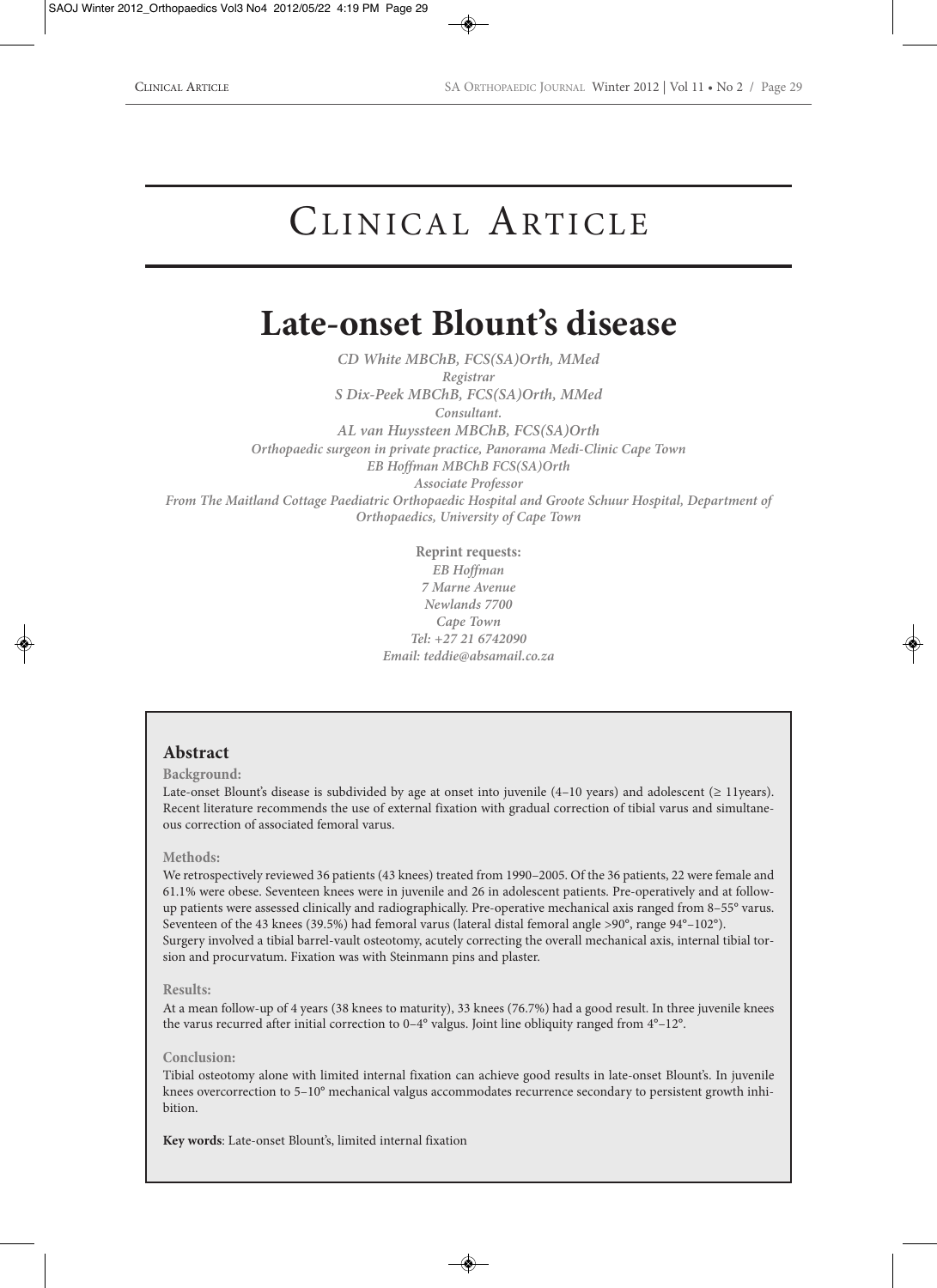# Clinical Article

## Late-onset Blount's disease

*CD White MBChB, FCS(SA)Orth, MMed*
*Registrar*
*S Dix-Peek MBChB, FCS(SA)Orth, MMed*
*Consultant.*
*AL van Huyssteen MBChB, FCS(SA)Orth*
*Orthopaedic surgeon in private practice, Panorama Medi-Clinic Cape Town*
*EB Hoffman MBChB FCS(SA)Orth*
*Associate Professor*
*From The Maitland Cottage Paediatric Orthopaedic Hospital and Groote Schuur Hospital, Department of Orthopaedics, University of Cape Town*

**Reprint requests:**
*EB Hoffman*
*7 Marne Avenue*
*Newlands 7700*
*Cape Town*
*Tel: +27 21 6742090*
*Email: teddie@absamail.co.za*

### Abstract

**Background:**

Late-onset Blount's disease is subdivided by age at onset into juvenile (4–10 years) and adolescent (≥ 11years). Recent literature recommends the use of external fixation with gradual correction of tibial varus and simultaneous correction of associated femoral varus.

**Methods:**

We retrospectively reviewed 36 patients (43 knees) treated from 1990–2005. Of the 36 patients, 22 were female and 61.1% were obese. Seventeen knees were in juvenile and 26 in adolescent patients. Pre-operatively and at follow-up patients were assessed clinically and radiographically. Pre-operative mechanical axis ranged from 8–55° varus. Seventeen of the 43 knees (39.5%) had femoral varus (lateral distal femoral angle >90°, range 94°–102°).
Surgery involved a tibial barrel-vault osteotomy, acutely correcting the overall mechanical axis, internal tibial torsion and procurvatum. Fixation was with Steinmann pins and plaster.

**Results:**

At a mean follow-up of 4 years (38 knees to maturity), 33 knees (76.7%) had a good result. In three juvenile knees the varus recurred after initial correction to 0–4° valgus. Joint line obliquity ranged from 4°–12°.

**Conclusion:**

Tibial osteotomy alone with limited internal fixation can achieve good results in late-onset Blount's. In juvenile knees overcorrection to 5–10° mechanical valgus accommodates recurrence secondary to persistent growth inhibition.

**Key words**: Late-onset Blount's, limited internal fixation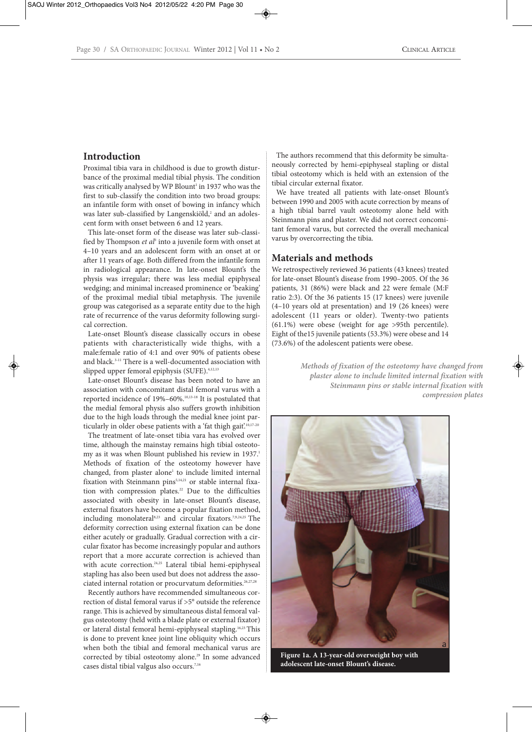## Introduction

Proximal tibia vara in childhood is due to growth disturbance of the proximal medial tibial physis. The condition was critically analysed by WP Blount[1] in 1937 who was the first to sub-classify the condition into two broad groups: an infantile form with onset of bowing in infancy which was later sub-classified by Langenskiöld,[2] and an adolescent form with onset between 6 and 12 years.

This late-onset form of the disease was later sub-classified by Thompson *et al*[3] into a juvenile form with onset at 4–10 years and an adolescent form with an onset at or after 11 years of age. Both differed from the infantile form in radiological appearance. In late-onset Blount's the physis was irregular; there was less medial epiphyseal wedging; and minimal increased prominence or 'beaking' of the proximal medial tibial metaphysis. The juvenile group was categorised as a separate entity due to the high rate of recurrence of the varus deformity following surgical correction.

Late-onset Blount's disease classically occurs in obese patients with characteristically wide thighs, with a male:female ratio of 4:1 and over 90% of patients obese and black.[3-11] There is a well-documented association with slipped upper femoral epiphysis (SUFE).[4,12,13]

Late-onset Blount's disease has been noted to have an association with concomitant distal femoral varus with a reported incidence of 19%–60%.[10,13-18] It is postulated that the medial femoral physis also suffers growth inhibition due to the high loads through the medial knee joint particularly in older obese patients with a 'fat thigh gait'.[10,17-20]

The treatment of late-onset tibia vara has evolved over time, although the mainstay remains high tibial osteotomy as it was when Blount published his review in 1937.[1] Methods of fixation of the osteotomy however have changed, from plaster alone[1] to include limited internal fixation with Steinmann pins[5,14,21] or stable internal fixation with compression plates.[22] Due to the difficulties associated with obesity in late-onset Blount's disease, external fixators have become a popular fixation method, including monolateral[8,23] and circular fixators.[7,9,24,25] The deformity correction using external fixation can be done either acutely or gradually. Gradual correction with a circular fixator has become increasingly popular and authors report that a more accurate correction is achieved than with acute correction.[24,25] Lateral tibial hemi-epiphyseal stapling has also been used but does not address the associated internal rotation or procurvatum deformities.[26,27,28]

Recently authors have recommended simultaneous correction of distal femoral varus if >5° outside the reference range. This is achieved by simultaneous distal femoral valgus osteotomy (held with a blade plate or external fixator) or lateral distal femoral hemi-epiphyseal stapling.[16,23] This is done to prevent knee joint line obliquity which occurs when both the tibial and femoral mechanical varus are corrected by tibial osteotomy alone.[29] In some advanced cases distal tibial valgus also occurs.[7,16]

The authors recommend that this deformity be simultaneously corrected by hemi-epiphyseal stapling or distal tibial osteotomy which is held with an extension of the tibial circular external fixator.

We have treated all patients with late-onset Blount's between 1990 and 2005 with acute correction by means of a high tibial barrel vault osteotomy alone held with Steinmann pins and plaster. We did not correct concomitant femoral varus, but corrected the overall mechanical varus by overcorrecting the tibia.

## Materials and methods

We retrospectively reviewed 36 patients (43 knees) treated for late-onset Blount's disease from 1990–2005. Of the 36 patients, 31 (86%) were black and 22 were female (M:F ratio 2:3). Of the 36 patients 15 (17 knees) were juvenile (4–10 years old at presentation) and 19 (26 knees) were adolescent (11 years or older). Twenty-two patients (61.1%) were obese (weight for age >95th percentile). Eight of the15 juvenile patients (53.3%) were obese and 14 (73.6%) of the adolescent patients were obese.

***Methods of fixation of the osteotomy have changed from plaster alone to include limited internal fixation with Steinmann pins or stable internal fixation with compression plates***

**Figure 1a. A 13-year-old overweight boy with adolescent late-onset Blount's disease.**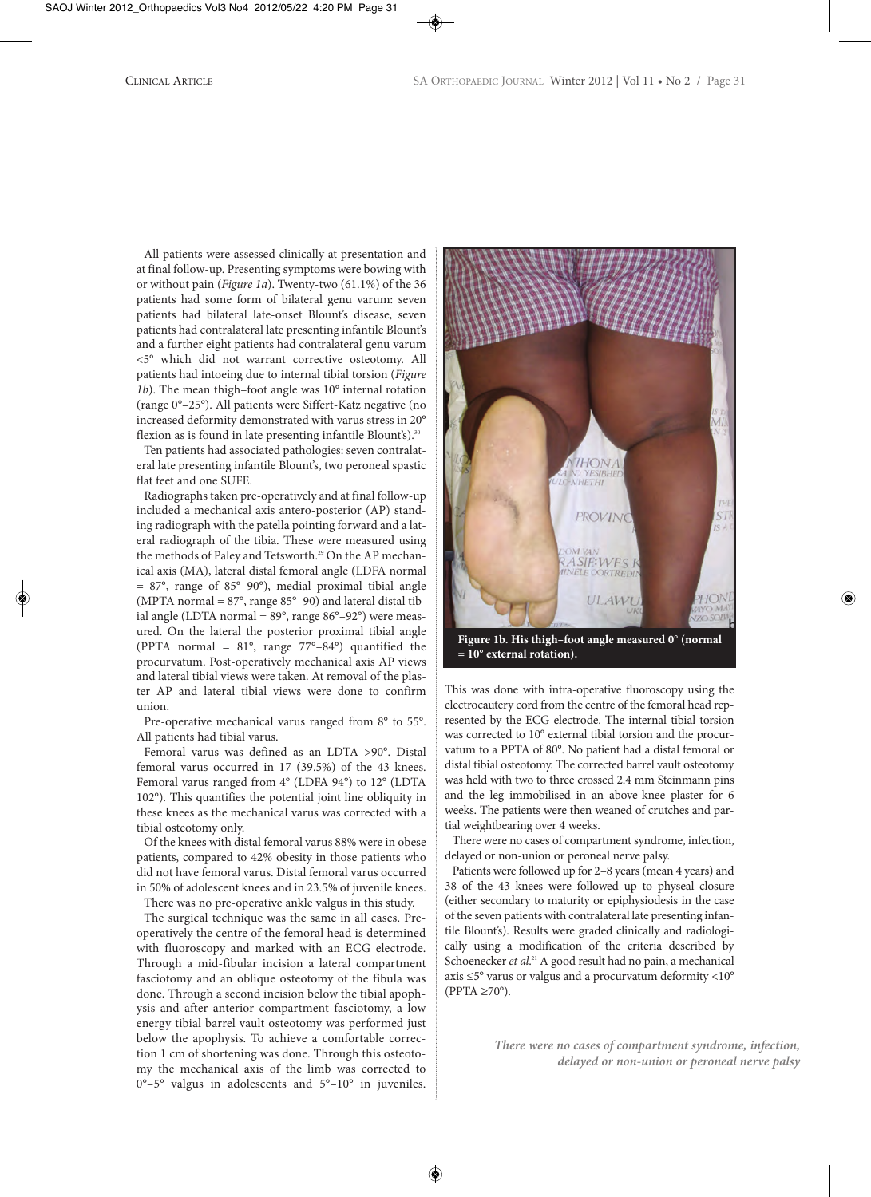All patients were assessed clinically at presentation and at final follow-up. Presenting symptoms were bowing with or without pain (*Figure 1a*). Twenty-two (61.1%) of the 36 patients had some form of bilateral genu varum: seven patients had bilateral late-onset Blount's disease, seven patients had contralateral late presenting infantile Blount's and a further eight patients had contralateral genu varum <5° which did not warrant corrective osteotomy. All patients had intoeing due to internal tibial torsion (*Figure 1b*). The mean thigh–foot angle was 10° internal rotation (range 0°–25°). All patients were Siffert-Katz negative (no increased deformity demonstrated with varus stress in 20° flexion as is found in late presenting infantile Blount's).[30]

Ten patients had associated pathologies: seven contralateral late presenting infantile Blount's, two peroneal spastic flat feet and one SUFE.

Radiographs taken pre-operatively and at final follow-up included a mechanical axis antero-posterior (AP) standing radiograph with the patella pointing forward and a lateral radiograph of the tibia. These were measured using the methods of Paley and Tetsworth.[29] On the AP mechanical axis (MA), lateral distal femoral angle (LDFA normal = 87°, range of 85°–90°), medial proximal tibial angle (MPTA normal = 87°, range 85°–90) and lateral distal tibial angle (LDTA normal = 89°, range 86°–92°) were measured. On the lateral the posterior proximal tibial angle (PPTA normal = 81°, range 77°–84°) quantified the procurvatum. Post-operatively mechanical axis AP views and lateral tibial views were taken. At removal of the plaster AP and lateral tibial views were done to confirm union.

Pre-operative mechanical varus ranged from 8° to 55°. All patients had tibial varus.

Femoral varus was defined as an LDTA >90°. Distal femoral varus occurred in 17 (39.5%) of the 43 knees. Femoral varus ranged from 4° (LDFA 94°) to 12° (LDTA 102°). This quantifies the potential joint line obliquity in these knees as the mechanical varus was corrected with a tibial osteotomy only.

Of the knees with distal femoral varus 88% were in obese patients, compared to 42% obesity in those patients who did not have femoral varus. Distal femoral varus occurred in 50% of adolescent knees and in 23.5% of juvenile knees.

There was no pre-operative ankle valgus in this study.

The surgical technique was the same in all cases. Pre-operatively the centre of the femoral head is determined with fluoroscopy and marked with an ECG electrode. Through a mid-fibular incision a lateral compartment fasciotomy and an oblique osteotomy of the fibula was done. Through a second incision below the tibial apophysis and after anterior compartment fasciotomy, a low energy tibial barrel vault osteotomy was performed just below the apophysis. To achieve a comfortable correction 1 cm of shortening was done. Through this osteotomy the mechanical axis of the limb was corrected to 0°–5° valgus in adolescents and 5°–10° in juveniles.

Figure 1b. His thigh–foot angle measured 0° (normal = 10° external rotation).

This was done with intra-operative fluoroscopy using the electrocautery cord from the centre of the femoral head represented by the ECG electrode. The internal tibial torsion was corrected to 10° external tibial torsion and the procurvatum to a PPTA of 80°. No patient had a distal femoral or distal tibial osteotomy. The corrected barrel vault osteotomy was held with two to three crossed 2.4 mm Steinmann pins and the leg immobilised in an above-knee plaster for 6 weeks. The patients were then weaned of crutches and partial weightbearing over 4 weeks.

There were no cases of compartment syndrome, infection, delayed or non-union or peroneal nerve palsy.

Patients were followed up for 2–8 years (mean 4 years) and 38 of the 43 knees were followed up to physeal closure (either secondary to maturity or epiphysiodesis in the case of the seven patients with contralateral late presenting infantile Blount's). Results were graded clinically and radiologically using a modification of the criteria described by Schoenecker *et al*.[21] A good result had no pain, a mechanical axis ≤5° varus or valgus and a procurvatum deformity <10° (PPTA ≥70°).

*There were no cases of compartment syndrome, infection, delayed or non-union or peroneal nerve palsy*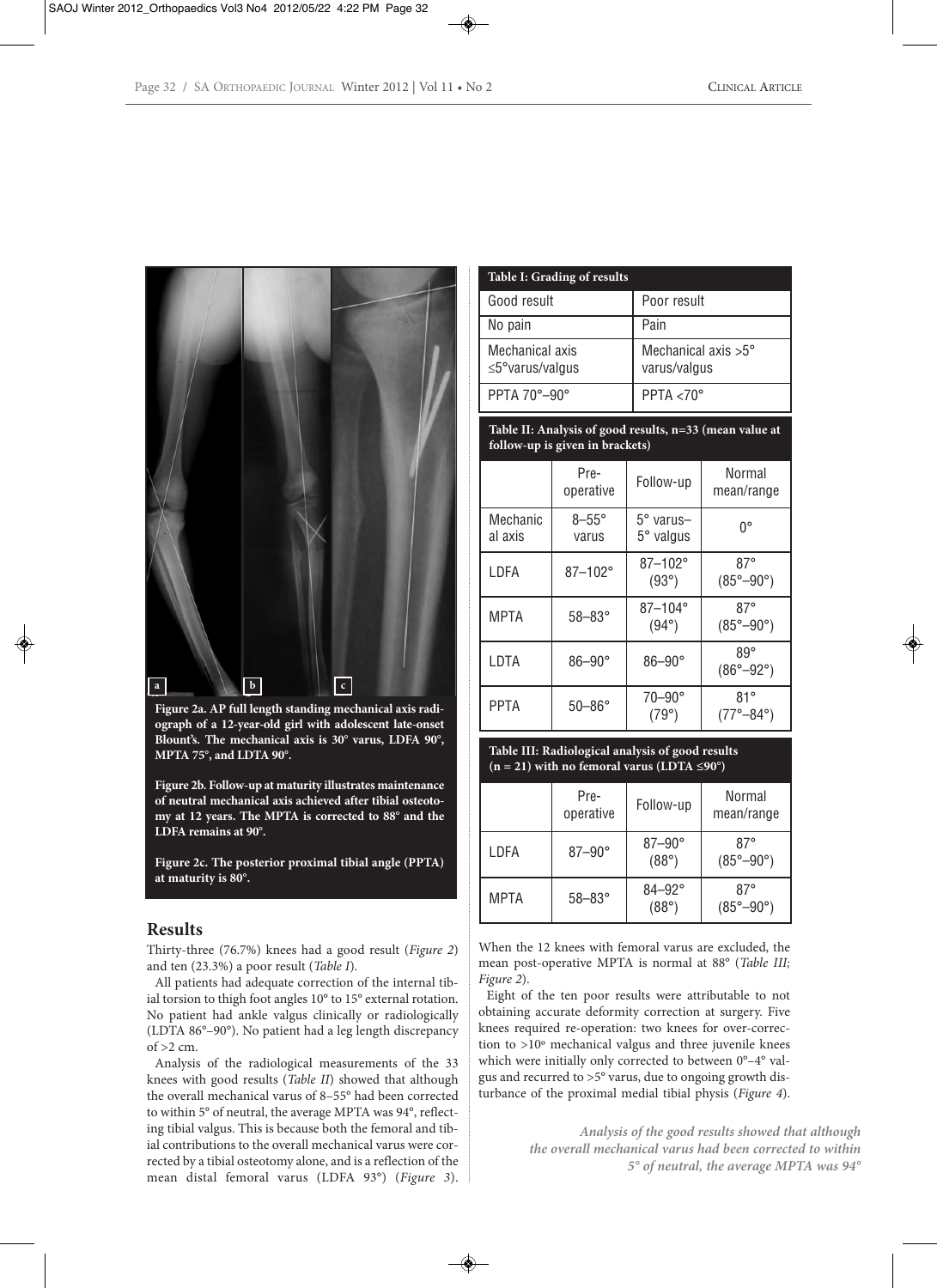Figure 2a. AP full length standing mechanical axis radiograph of a 12-year-old girl with adolescent late-onset Blount's. The mechanical axis is 30° varus, LDFA 90°, MPTA 75°, and LDTA 90°.

Figure 2b. Follow-up at maturity illustrates maintenance of neutral mechanical axis achieved after tibial osteotomy at 12 years. The MPTA is corrected to 88° and the LDFA remains at 90°.

Figure 2c. The posterior proximal tibial angle (PPTA) at maturity is 80°.

## Results

Thirty-three (76.7%) knees had a good result (*Figure 2*) and ten (23.3%) a poor result (*Table I*).

All patients had adequate correction of the internal tibial torsion to thigh foot angles 10° to 15° external rotation. No patient had ankle valgus clinically or radiologically (LDTA 86°–90°). No patient had a leg length discrepancy of >2 cm.

Analysis of the radiological measurements of the 33 knees with good results (*Table II*) showed that although the overall mechanical varus of 8–55° had been corrected to within 5° of neutral, the average MPTA was 94°, reflecting tibial valgus. This is because both the femoral and tibial contributions to the overall mechanical varus were corrected by a tibial osteotomy alone, and is a reflection of the mean distal femoral varus (LDFA 93°) (*Figure 3*).

**Table I: Grading of results**

| Good result | Poor result |
|---|---|
| No pain | Pain |
| Mechanical axis ≤5°varus/valgus | Mechanical axis >5° varus/valgus |
| PPTA 70°–90° | PPTA <70° |

**Table II: Analysis of good results, n=33 (mean value at follow-up is given in brackets)**

| | Pre-operative | Follow-up | Normal mean/range |
|---|---|---|---|
| Mechanical axis | 8–55° varus | 5° varus–5° valgus | 0° |
| LDFA | 87–102° | 87–102° (93°) | 87° (85°–90°) |
| MPTA | 58–83° | 87–104° (94°) | 87° (85°–90°) |
| LDTA | 86–90° | 86–90° | 89° (86°–92°) |
| PPTA | 50–86° | 70–90° (79°) | 81° (77°–84°) |

**Table III: Radiological analysis of good results (n = 21) with no femoral varus (LDTA ≤90°)**

| | Pre-operative | Follow-up | Normal mean/range |
|---|---|---|---|
| LDFA | 87–90° | 87–90° (88°) | 87° (85°–90°) |
| MPTA | 58–83° | 84–92° (88°) | 87° (85°–90°) |

When the 12 knees with femoral varus are excluded, the mean post-operative MPTA is normal at 88° (*Table III; Figure 2*).

Eight of the ten poor results were attributable to not obtaining accurate deformity correction at surgery. Five knees required re-operation: two knees for over-correction to >10° mechanical valgus and three juvenile knees which were initially only corrected to between 0°–4° valgus and recurred to >5° varus, due to ongoing growth disturbance of the proximal medial tibial physis (*Figure 4*).

*Analysis of the good results showed that although the overall mechanical varus had been corrected to within 5° of neutral, the average MPTA was 94°*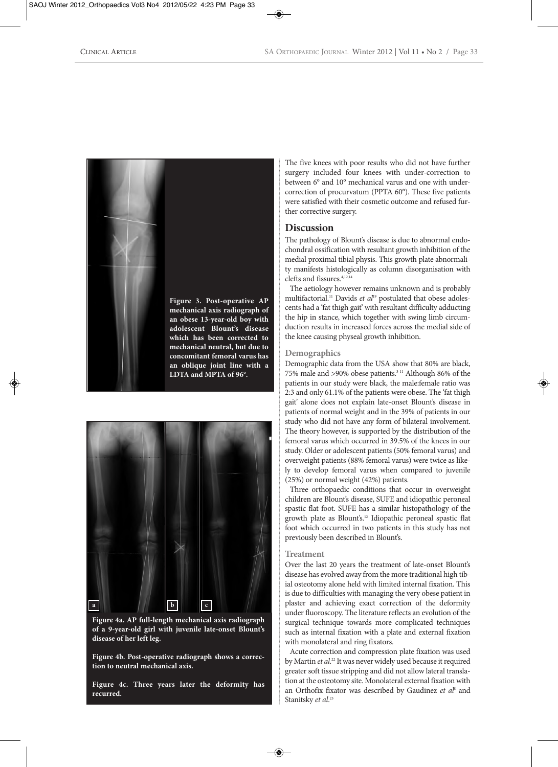**Figure 3. Post-operative AP mechanical axis radiograph of an obese 13-year-old boy with adolescent Blount's disease which has been corrected to mechanical neutral, but due to concomitant femoral varus has an oblique joint line with a LDTA and MPTA of 96°.**

**Figure 4a. AP full-length mechanical axis radiograph of a 9-year-old girl with juvenile late-onset Blount's disease of her left leg.**

**Figure 4b. Post-operative radiograph shows a correction to neutral mechanical axis.**

**Figure 4c. Three years later the deformity has recurred.**

The five knees with poor results who did not have further surgery included four knees with under-correction to between 6° and 10° mechanical varus and one with under-correction of procurvatum (PPTA 60°). These five patients were satisfied with their cosmetic outcome and refused further corrective surgery.

## Discussion

The pathology of Blount's disease is due to abnormal endochondral ossification with resultant growth inhibition of the medial proximal tibial physis. This growth plate abnormality manifests histologically as column disorganisation with clefts and fissures.[4,12,14]

The aetiology however remains unknown and is probably multifactorial.[11] Davids *et al*[19] postulated that obese adolescents had a 'fat thigh gait' with resultant difficulty adducting the hip in stance, which together with swing limb circumduction results in increased forces across the medial side of the knee causing physeal growth inhibition.

### Demographics

Demographic data from the USA show that 80% are black, 75% male and >90% obese patients.[3-11] Although 86% of the patients in our study were black, the male:female ratio was 2:3 and only 61.1% of the patients were obese. The 'fat thigh gait' alone does not explain late-onset Blount's disease in patients of normal weight and in the 39% of patients in our study who did not have any form of bilateral involvement. The theory however, is supported by the distribution of the femoral varus which occurred in 39.5% of the knees in our study. Older or adolescent patients (50% femoral varus) and overweight patients (88% femoral varus) were twice as likely to develop femoral varus when compared to juvenile (25%) or normal weight (42%) patients.

Three orthopaedic conditions that occur in overweight children are Blount's disease, SUFE and idiopathic peroneal spastic flat foot. SUFE has a similar histopathology of the growth plate as Blount's.[12] Idiopathic peroneal spastic flat foot which occurred in two patients in this study has not previously been described in Blount's.

### Treatment

Over the last 20 years the treatment of late-onset Blount's disease has evolved away from the more traditional high tibial osteotomy alone held with limited internal fixation. This is due to difficulties with managing the very obese patient in plaster and achieving exact correction of the deformity under fluoroscopy. The literature reflects an evolution of the surgical technique towards more complicated techniques such as internal fixation with a plate and external fixation with monolateral and ring fixators.

Acute correction and compression plate fixation was used by Martin *et al*.[22] It was never widely used because it required greater soft tissue stripping and did not allow lateral translation at the osteotomy site. Monolateral external fixation with an Orthofix fixator was described by Gaudinez *et al*[8] and Stanitsky *et al*.[23]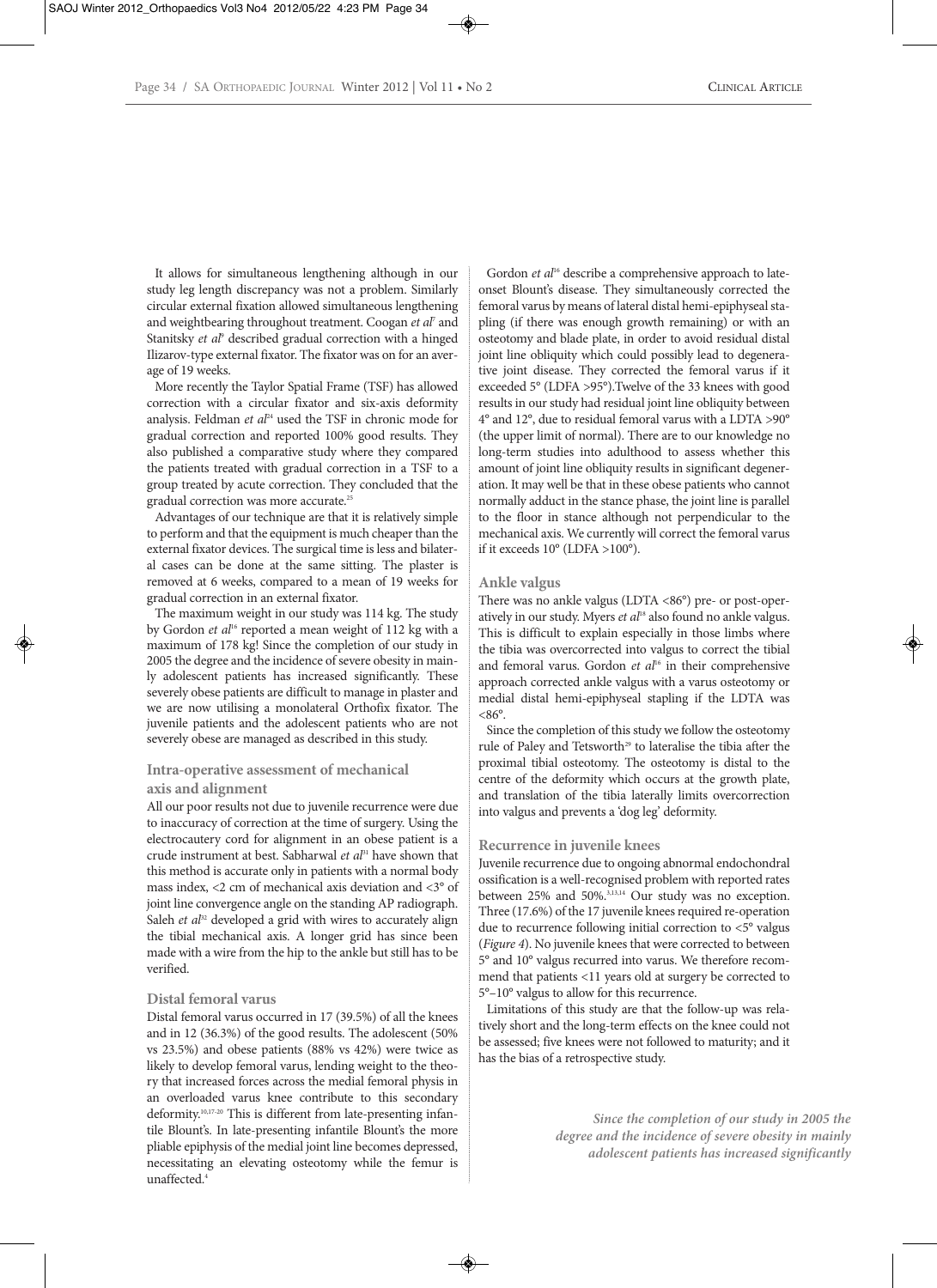It allows for simultaneous lengthening although in our study leg length discrepancy was not a problem. Similarly circular external fixation allowed simultaneous lengthening and weightbearing throughout treatment. Coogan *et al*[7] and Stanitsky *et al*[8] described gradual correction with a hinged Ilizarov-type external fixator. The fixator was on for an average of 19 weeks.

More recently the Taylor Spatial Frame (TSF) has allowed correction with a circular fixator and six-axis deformity analysis. Feldman *et al*[24] used the TSF in chronic mode for gradual correction and reported 100% good results. They also published a comparative study where they compared the patients treated with gradual correction in a TSF to a group treated by acute correction. They concluded that the gradual correction was more accurate.[25]

Advantages of our technique are that it is relatively simple to perform and that the equipment is much cheaper than the external fixator devices. The surgical time is less and bilateral cases can be done at the same sitting. The plaster is removed at 6 weeks, compared to a mean of 19 weeks for gradual correction in an external fixator.

The maximum weight in our study was 114 kg. The study by Gordon *et al*[16] reported a mean weight of 112 kg with a maximum of 178 kg! Since the completion of our study in 2005 the degree and the incidence of severe obesity in mainly adolescent patients has increased significantly. These severely obese patients are difficult to manage in plaster and we are now utilising a monolateral Orthofix fixator. The juvenile patients and the adolescent patients who are not severely obese are managed as described in this study.

## Intra-operative assessment of mechanical axis and alignment

All our poor results not due to juvenile recurrence were due to inaccuracy of correction at the time of surgery. Using the electrocautery cord for alignment in an obese patient is a crude instrument at best. Sabharwal *et al*[31] have shown that this method is accurate only in patients with a normal body mass index, <2 cm of mechanical axis deviation and <3° of joint line convergence angle on the standing AP radiograph. Saleh *et al*[32] developed a grid with wires to accurately align the tibial mechanical axis. A longer grid has since been made with a wire from the hip to the ankle but still has to be verified.

## Distal femoral varus

Distal femoral varus occurred in 17 (39.5%) of all the knees and in 12 (36.3%) of the good results. The adolescent (50% vs 23.5%) and obese patients (88% vs 42%) were twice as likely to develop femoral varus, lending weight to the theory that increased forces across the medial femoral physis in an overloaded varus knee contribute to this secondary deformity.[10,17-20] This is different from late-presenting infantile Blount's. In late-presenting infantile Blount's the more pliable epiphysis of the medial joint line becomes depressed, necessitating an elevating osteotomy while the femur is unaffected.[4]

Gordon *et al*[16] describe a comprehensive approach to late-onset Blount's disease. They simultaneously corrected the femoral varus by means of lateral distal hemi-epiphyseal stapling (if there was enough growth remaining) or with an osteotomy and blade plate, in order to avoid residual distal joint line obliquity which could possibly lead to degenerative joint disease. They corrected the femoral varus if it exceeded 5° (LDFA >95°). Twelve of the 33 knees with good results in our study had residual joint line obliquity between 4° and 12°, due to residual femoral varus with a LDTA >90° (the upper limit of normal). There are to our knowledge no long-term studies into adulthood to assess whether this amount of joint line obliquity results in significant degeneration. It may well be that in these obese patients who cannot normally adduct in the stance phase, the joint line is parallel to the floor in stance although not perpendicular to the mechanical axis. We currently will correct the femoral varus if it exceeds 10° (LDFA >100°).

## Ankle valgus

There was no ankle valgus (LDTA <86°) pre- or post-operatively in our study. Myers *et al*[18] also found no ankle valgus. This is difficult to explain especially in those limbs where the tibia was overcorrected into valgus to correct the tibial and femoral varus. Gordon *et al*[16] in their comprehensive approach corrected ankle valgus with a varus osteotomy or medial distal hemi-epiphyseal stapling if the LDTA was <86°.

Since the completion of this study we follow the osteotomy rule of Paley and Tetsworth[29] to lateralise the tibia after the proximal tibial osteotomy. The osteotomy is distal to the centre of the deformity which occurs at the growth plate, and translation of the tibia laterally limits overcorrection into valgus and prevents a 'dog leg' deformity.

## Recurrence in juvenile knees

Juvenile recurrence due to ongoing abnormal endochondral ossification is a well-recognised problem with reported rates between 25% and 50%.[3,13,14] Our study was no exception. Three (17.6%) of the 17 juvenile knees required re-operation due to recurrence following initial correction to <5° valgus (*Figure 4*). No juvenile knees that were corrected to between 5° and 10° valgus recurred into varus. We therefore recommend that patients <11 years old at surgery be corrected to 5°–10° valgus to allow for this recurrence.

Limitations of this study are that the follow-up was relatively short and the long-term effects on the knee could not be assessed; five knees were not followed to maturity; and it has the bias of a retrospective study.

*Since the completion of our study in 2005 the degree and the incidence of severe obesity in mainly adolescent patients has increased significantly*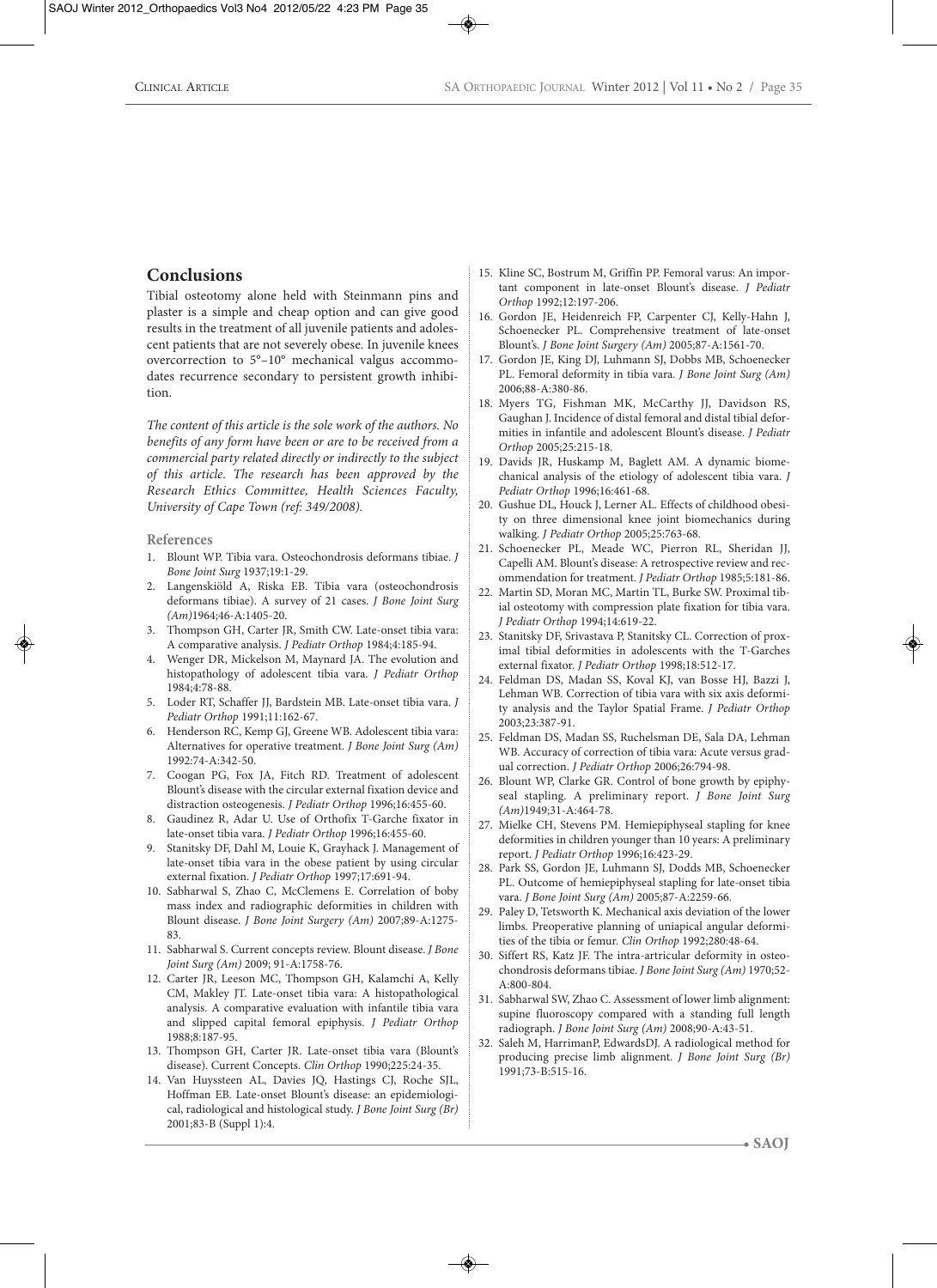## Conclusions

Tibial osteotomy alone held with Steinmann pins and plaster is a simple and cheap option and can give good results in the treatment of all juvenile patients and adolescent patients that are not severely obese. In juvenile knees overcorrection to 5°–10° mechanical valgus accommodates recurrence secondary to persistent growth inhibition.

*The content of this article is the sole work of the authors. No benefits of any form have been or are to be received from a commercial party related directly or indirectly to the subject of this article. The research has been approved by the Research Ethics Committee, Health Sciences Faculty, University of Cape Town (ref: 349/2008).*

### References

1. Blount WP. Tibia vara. Osteochondrosis deformans tibiae. *J Bone Joint Surg* 1937;19:1-29.
2. Langenskiöld A, Riska EB. Tibia vara (osteochondrosis deformans tibiae). A survey of 21 cases. *J Bone Joint Surg (Am)*1964;46-A:1405-20.
3. Thompson GH, Carter JR, Smith CW. Late-onset tibia vara: A comparative analysis. *J Pediatr Orthop* 1984;4:185-94.
4. Wenger DR, Mickelson M, Maynard JA. The evolution and histopathology of adolescent tibia vara. *J Pediatr Orthop* 1984;4:78-88.
5. Loder RT, Schaffer JJ, Bardstein MB. Late-onset tibia vara. *J Pediatr Orthop* 1991;11:162-67.
6. Henderson RC, Kemp GJ, Greene WB. Adolescent tibia vara: Alternatives for operative treatment. *J Bone Joint Surg (Am)* 1992:74-A:342-50.
7. Coogan PG, Fox JA, Fitch RD. Treatment of adolescent Blount's disease with the circular external fixation device and distraction osteogenesis. *J Pediatr Orthop* 1996;16:455-60.
8. Gaudinez R, Adar U. Use of Orthofix T-Garche fixator in late-onset tibia vara. *J Pediatr Orthop* 1996;16:455-60.
9. Stanitsky DF, Dahl M, Louie K, Grayhack J. Management of late-onset tibia vara in the obese patient by using circular external fixation. *J Pediatr Orthop* 1997;17:691-94.
10. Sabharwal S, Zhao C, McClemens E. Correlation of boby mass index and radiographic deformities in children with Blount disease. *J Bone Joint Surgery (Am)* 2007;89-A:1275-83.
11. Sabharwal S. Current concepts review. Blount disease. *J Bone Joint Surg (Am)* 2009; 91-A:1758-76.
12. Carter JR, Leeson MC, Thompson GH, Kalamchi A, Kelly CM, Makley JT. Late-onset tibia vara: A histopathological analysis. A comparative evaluation with infantile tibia vara and slipped capital femoral epiphysis. *J Pediatr Orthop* 1988;8:187-95.
13. Thompson GH, Carter JR. Late-onset tibia vara (Blount's disease). Current Concepts. *Clin Orthop* 1990;225:24-35.
14. Van Huyssteen AL, Davies JQ, Hastings CJ, Roche SJL, Hoffman EB. Late-onset Blount's disease: an epidemiological, radiological and histological study. *J Bone Joint Surg (Br)* 2001;83-B (Suppl 1):4.
15. Kline SC, Bostrum M, Griffin PP. Femoral varus: An important component in late-onset Blount's disease. *J Pediatr Orthop* 1992;12:197-206.
16. Gordon JE, Heidenreich FP, Carpenter CJ, Kelly-Hahn J, Schoenecker PL. Comprehensive treatment of late-onset Blount's. *J Bone Joint Surgery (Am)* 2005;87-A:1561-70.
17. Gordon JE, King DJ, Luhmann SJ, Dobbs MB, Schoenecker PL. Femoral deformity in tibia vara. *J Bone Joint Surg (Am)* 2006;88-A:380-86.
18. Myers TG, Fishman MK, McCarthy JJ, Davidson RS, Gaughan J. Incidence of distal femoral and distal tibial deformities in infantile and adolescent Blount's disease. *J Pediatr Orthop* 2005;25:215-18.
19. Davids JR, Huskamp M, Baglett AM. A dynamic biomechanical analysis of the etiology of adolescent tibia vara. *J Pediatr Orthop* 1996;16:461-68.
20. Gushue DL, Houck J, Lerner AL. Effects of childhood obesity on three dimensional knee joint biomechanics during walking. *J Pediatr Orthop* 2005;25:763-68.
21. Schoenecker PL, Meade WC, Pierron RL, Sheridan JJ, Capelli AM. Blount's disease: A retrospective review and recommendation for treatment. *J Pediatr Orthop* 1985;5:181-86.
22. Martin SD, Moran MC, Martin TL, Burke SW. Proximal tibial osteotomy with compression plate fixation for tibia vara. *J Pediatr Orthop* 1994;14:619-22.
23. Stanitsky DF, Srivastava P, Stanitsky CL. Correction of proximal tibial deformities in adolescents with the T-Garches external fixator. *J Pediatr Orthop* 1998;18:512-17.
24. Feldman DS, Madan SS, Koval KJ, van Bosse HJ, Bazzi J, Lehman WB. Correction of tibia vara with six axis deformity analysis and the Taylor Spatial Frame. *J Pediatr Orthop* 2003;23:387-91.
25. Feldman DS, Madan SS, Ruchelsman DE, Sala DA, Lehman WB. Accuracy of correction of tibia vara: Acute versus gradual correction. *J Pediatr Orthop* 2006;26:794-98.
26. Blount WP, Clarke GR. Control of bone growth by epiphyseal stapling. A preliminary report. *J Bone Joint Surg (Am)*1949;31-A:464-78.
27. Mielke CH, Stevens PM. Hemiepiphyseal stapling for knee deformities in children younger than 10 years: A preliminary report. *J Pediatr Orthop* 1996;16:423-29.
28. Park SS, Gordon JE, Luhmann SJ, Dodds MB, Schoenecker PL. Outcome of hemiepiphyseal stapling for late-onset tibia vara. *J Bone Joint Surg (Am)* 2005;87-A:2259-66.
29. Paley D, Tetsworth K. Mechanical axis deviation of the lower limbs. Preoperative planning of uniapical angular deformities of the tibia or femur. *Clin Orthop* 1992;280:48-64.
30. Siffert RS, Katz JF. The intra-artricular deformity in osteochondrosis deformans tibiae. *J Bone Joint Surg (Am)* 1970;52-A:800-804.
31. Sabharwal SW, Zhao C. Assessment of lower limb alignment: supine fluoroscopy compared with a standing full length radiograph. *J Bone Joint Surg (Am)* 2008;90-A:43-51.
32. Saleh M, HarrimanP, EdwardsDJ. A radiological method for producing precise limb alignment. *J Bone Joint Surg (Br)* 1991;73-B:515-16.